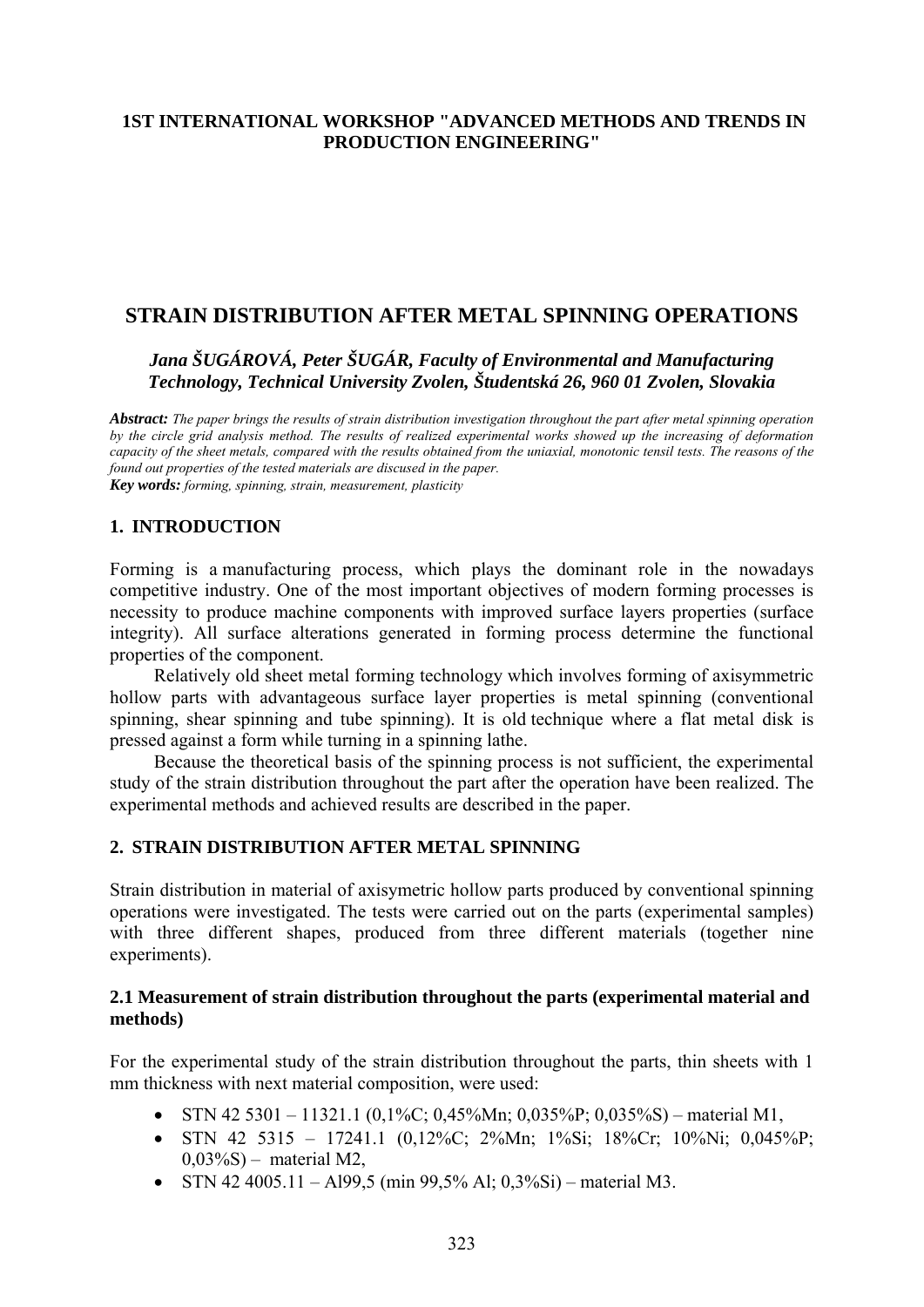**1ST INTERNATIONAL WORKSHOP "ADVANCED METHODS AND TRENDS IN PRODUCTION ENGINEERING"**

# STRAIN DISTRIBUTION AFTER METAL SPINNING OPERATIONS

***Jana ŠUGÁROVÁ, Peter ŠUGÁR, Faculty of Environmental and Manufacturing Technology, Technical University Zvolen, Študentská 26, 960 01 Zvolen, Slovakia***

***Abstract:*** *The paper brings the results of strain distribution investigation throughout the part after metal spinning operation by the circle grid analysis method. The results of realized experimental works showed up the increasing of deformation capacity of the sheet metals, compared with the results obtained from the uniaxial, monotonic tensil tests. The reasons of the found out properties of the tested materials are discused in the paper.*

***Key words:*** *forming, spinning, strain, measurement, plasticity*

## 1. INTRODUCTION

Forming is a manufacturing process, which plays the dominant role in the nowadays competitive industry. One of the most important objectives of modern forming processes is necessity to produce machine components with improved surface layers properties (surface integrity). All surface alterations generated in forming process determine the functional properties of the component.

Relatively old sheet metal forming technology which involves forming of axisymmetric hollow parts with advantageous surface layer properties is metal spinning (conventional spinning, shear spinning and tube spinning). It is old technique where a flat metal disk is pressed against a form while turning in a spinning lathe.

Because the theoretical basis of the spinning process is not sufficient, the experimental study of the strain distribution throughout the part after the operation have been realized. The experimental methods and achieved results are described in the paper.

## 2. STRAIN DISTRIBUTION AFTER METAL SPINNING

Strain distribution in material of axisymetric hollow parts produced by conventional spinning operations were investigated. The tests were carried out on the parts (experimental samples) with three different shapes, produced from three different materials (together nine experiments).

### 2.1 Measurement of strain distribution throughout the parts (experimental material and methods)

For the experimental study of the strain distribution throughout the parts, thin sheets with 1 mm thickness with next material composition, were used:

- STN 42 5301 – 11321.1 (0,1%C; 0,45%Mn; 0,035%P; 0,035%S) – material M1,
- STN 42 5315 – 17241.1 (0,12%C; 2%Mn; 1%Si; 18%Cr; 10%Ni; 0,045%P; 0,03%S) – material M2,
- STN 42 4005.11 – Al99,5 (min 99,5% Al; 0,3%Si) – material M3.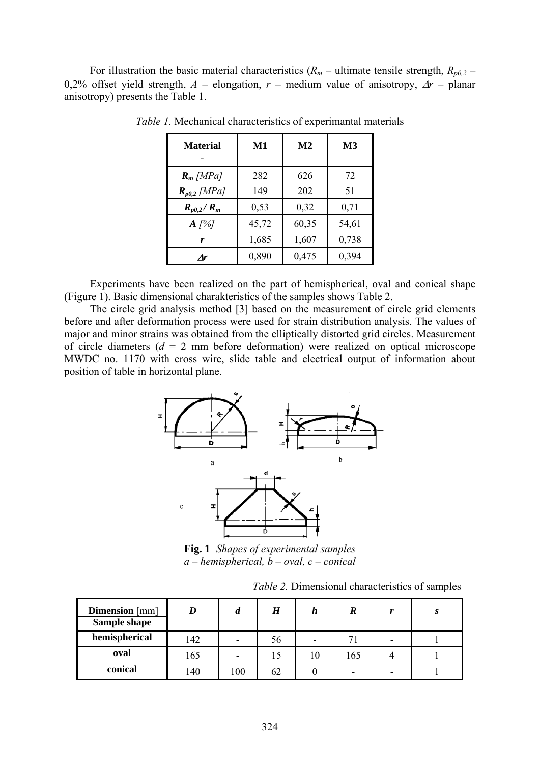For illustration the basic material characteristics ($R_m$ – ultimate tensile strength, $R_{p0,2}$ – 0,2% offset yield strength, $A$ – elongation, $r$ – medium value of anisotropy, $\Delta r$ – planar anisotropy) presents the Table 1.

*Table 1.* Mechanical characteristics of experimantal materials

| **Material** - | **M1** | **M2** | **M3** |
|---|---|---|---|
| $R_m$ *[MPa]* | 282 | 626 | 72 |
| $R_{p0,2}$ *[MPa]* | 149 | 202 | 51 |
| $R_{p0,2} / R_m$ | 0,53 | 0,32 | 0,71 |
| $A$ *[%]* | 45,72 | 60,35 | 54,61 |
| $r$ | 1,685 | 1,607 | 0,738 |
| $\Delta r$ | 0,890 | 0,475 | 0,394 |

Experiments have been realized on the part of hemispherical, oval and conical shape (Figure 1). Basic dimensional charakteristics of the samples shows Table 2.

The circle grid analysis method [3] based on the measurement of circle grid elements before and after deformation process were used for strain distribution analysis. The values of major and minor strains was obtained from the elliptically distorted grid circles. Measurement of circle diameters ($d$ = 2 mm before deformation) were realized on optical microscope MWDC no. 1170 with cross wire, slide table and electrical output of information about position of table in horizontal plane.

**Fig. 1** *Shapes of experimental samples*
*a – hemispherical, b – oval, c – conical*

*Table 2.* Dimensional characteristics of samples

| **Dimension** [mm] **Sample shape** | $D$ | $d$ | $H$ | $h$ | $R$ | $r$ | $s$ |
|---|---|---|---|---|---|---|---|
| **hemispherical** | 142 | - | 56 | - | 71 | - | 1 |
| **oval** | 165 | - | 15 | 10 | 165 | 4 | 1 |
| **conical** | 140 | 100 | 62 | 0 | - | - | 1 |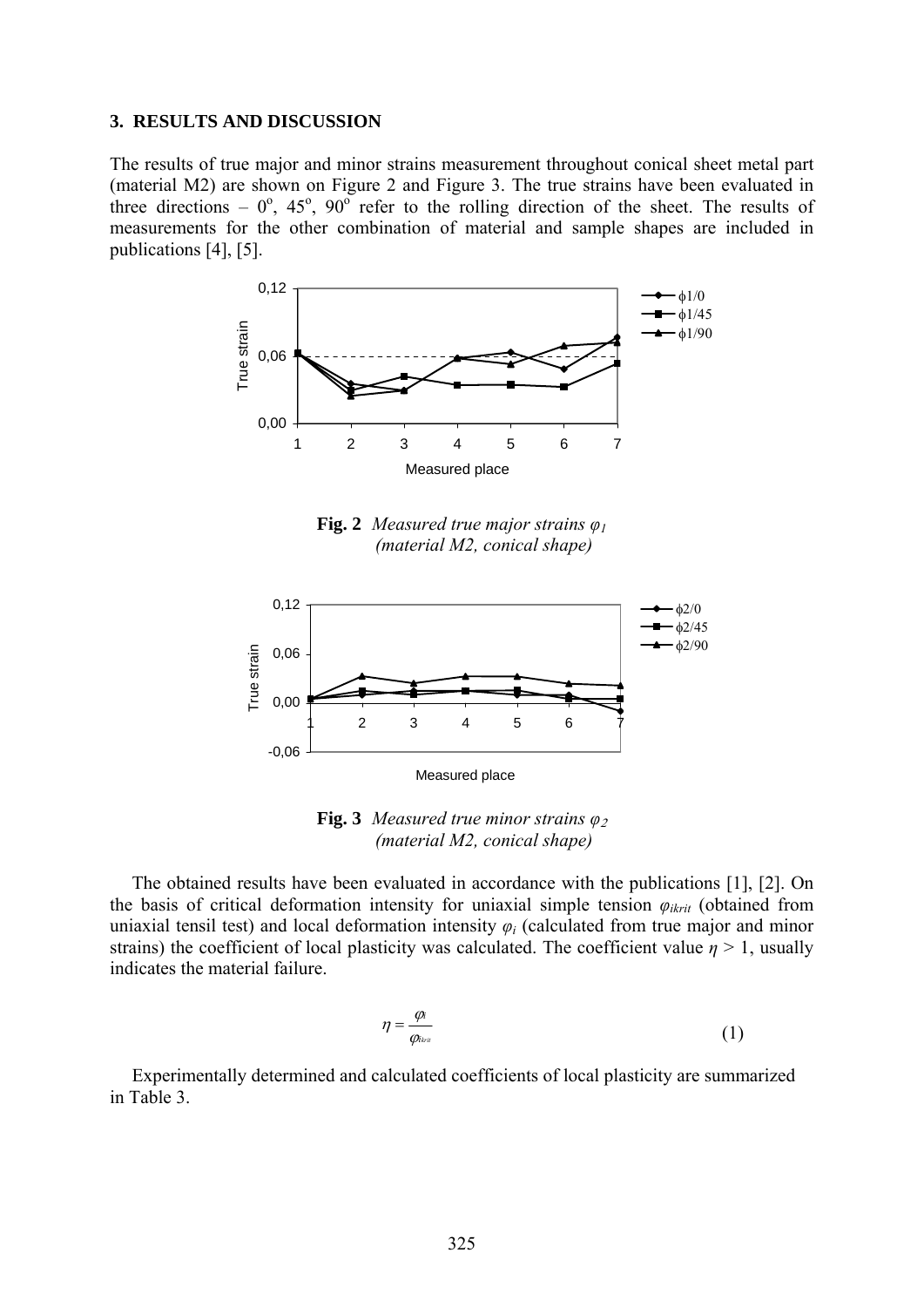## 3. RESULTS AND DISCUSSION

The results of true major and minor strains measurement throughout conical sheet metal part (material M2) are shown on Figure 2 and Figure 3. The true strains have been evaluated in three directions – 0°, 45°, 90° refer to the rolling direction of the sheet. The results of measurements for the other combination of material and sample shapes are included in publications [4], [5].

**Fig. 2** *Measured true major strains $\varphi_1$ (material M2, conical shape)*

**Fig. 3** *Measured true minor strains $\varphi_2$ (material M2, conical shape)*

The obtained results have been evaluated in accordance with the publications [1], [2]. On the basis of critical deformation intensity for uniaxial simple tension $\varphi_{ikrit}$ (obtained from uniaxial tensil test) and local deformation intensity $\varphi_i$ (calculated from true major and minor strains) the coefficient of local plasticity was calculated. The coefficient value $\eta > 1$, usually indicates the material failure.

$$\eta = \frac{\varphi_i}{\varphi_{ikrit}} \tag{1}$$

Experimentally determined and calculated coefficients of local plasticity are summarized in Table 3.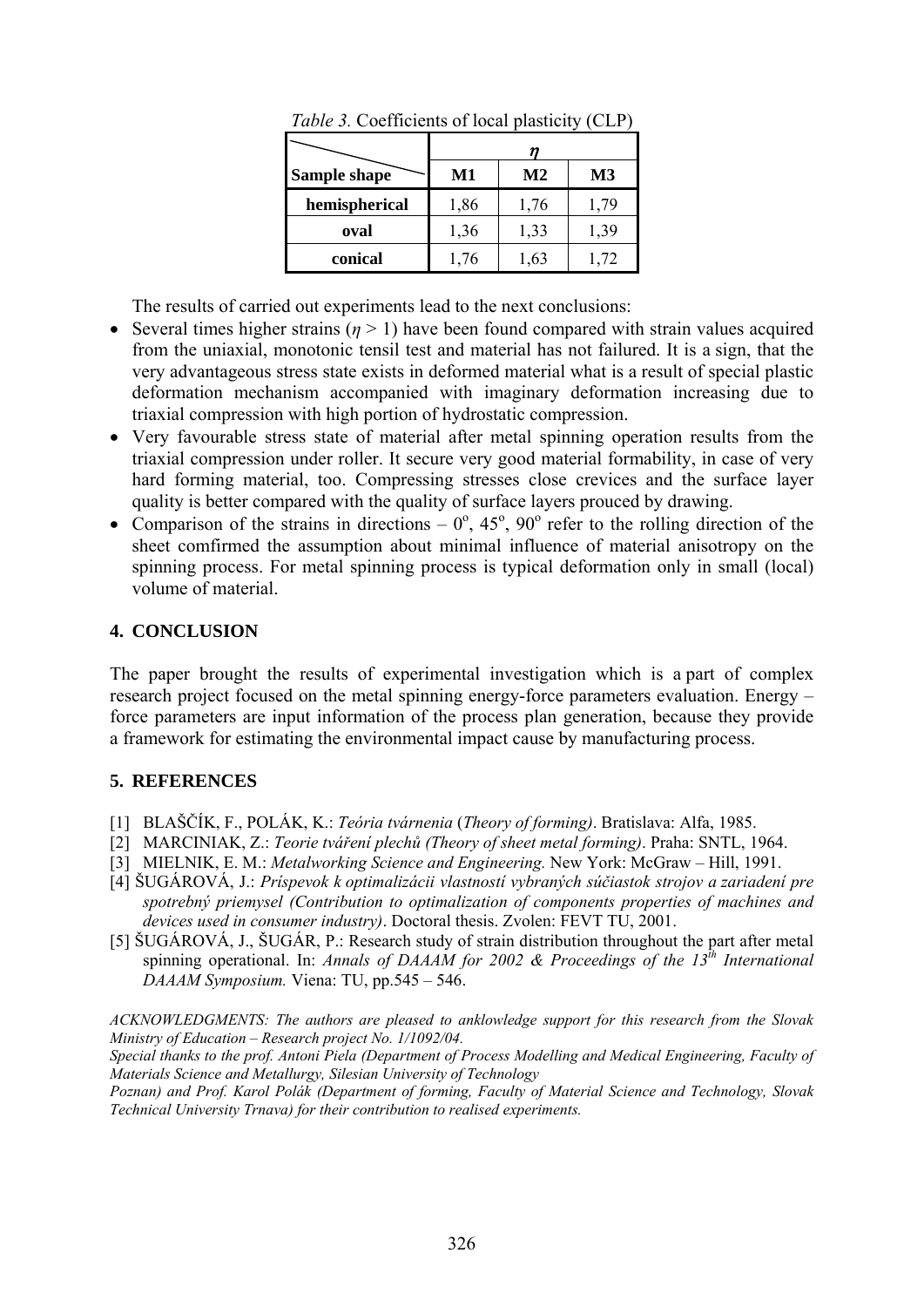*Table 3.* Coefficients of local plasticity (CLP)

| Sample shape | $\eta$ | | |
|---|---|---|---|
| | **M1** | **M2** | **M3** |
| **hemispherical** | 1,86 | 1,76 | 1,79 |
| **oval** | 1,36 | 1,33 | 1,39 |
| **conical** | 1,76 | 1,63 | 1,72 |

The results of carried out experiments lead to the next conclusions:

- Several times higher strains ($\eta > 1$) have been found compared with strain values acquired from the uniaxial, monotonic tensil test and material has not failured. It is a sign, that the very advantageous stress state exists in deformed material what is a result of special plastic deformation mechanism accompanied with imaginary deformation increasing due to triaxial compression with high portion of hydrostatic compression.
- Very favourable stress state of material after metal spinning operation results from the triaxial compression under roller. It secure very good material formability, in case of very hard forming material, too. Compressing stresses close crevices and the surface layer quality is better compared with the quality of surface layers prouced by drawing.
- Comparison of the strains in directions – $0^o$, $45^o$, $90^o$ refer to the rolling direction of the sheet comfirmed the assumption about minimal influence of material anisotropy on the spinning process. For metal spinning process is typical deformation only in small (local) volume of material.

## 4. CONCLUSION

The paper brought the results of experimental investigation which is a part of complex research project focused on the metal spinning energy-force parameters evaluation. Energy – force parameters are input information of the process plan generation, because they provide a framework for estimating the environmental impact cause by manufacturing process.

## 5. REFERENCES

[1] BLAŠČÍK, F., POLÁK, K.: *Teória tvárnenia* (*Theory of forming)*. Bratislava: Alfa, 1985.

[2] MARCINIAK, Z.: *Teorie tváření plechů (Theory of sheet metal forming)*. Praha: SNTL, 1964.

[3] MIELNIK, E. M.: *Metalworking Science and Engineering.* New York: McGraw – Hill, 1991.

[4] ŠUGÁROVÁ, J.: *Príspevok k optimalizácii vlastností vybraných súčiastok strojov a zariadení pre spotrebný priemysel (Contribution to optimalization of components properties of machines and devices used in consumer industry)*. Doctoral thesis. Zvolen: FEVT TU, 2001.

[5] ŠUGÁROVÁ, J., ŠUGÁR, P.: Research study of strain distribution throughout the part after metal spinning operational. In: *Annals of DAAAM for 2002 & Proceedings of the 13th International DAAAM Symposium.* Viena: TU, pp.545 – 546.

*ACKNOWLEDGMENTS: The authors are pleased to anklowledge support for this research from the Slovak Ministry of Education – Research project No. 1/1092/04.*

*Special thanks to the prof. Antoni Piela (Department of Process Modelling and Medical Engineering, Faculty of Materials Science and Metallurgy, Silesian University of Technology*

*Poznan) and Prof. Karol Polák (Department of forming, Faculty of Material Science and Technology, Slovak Technical University Trnava) for their contribution to realised experiments.*